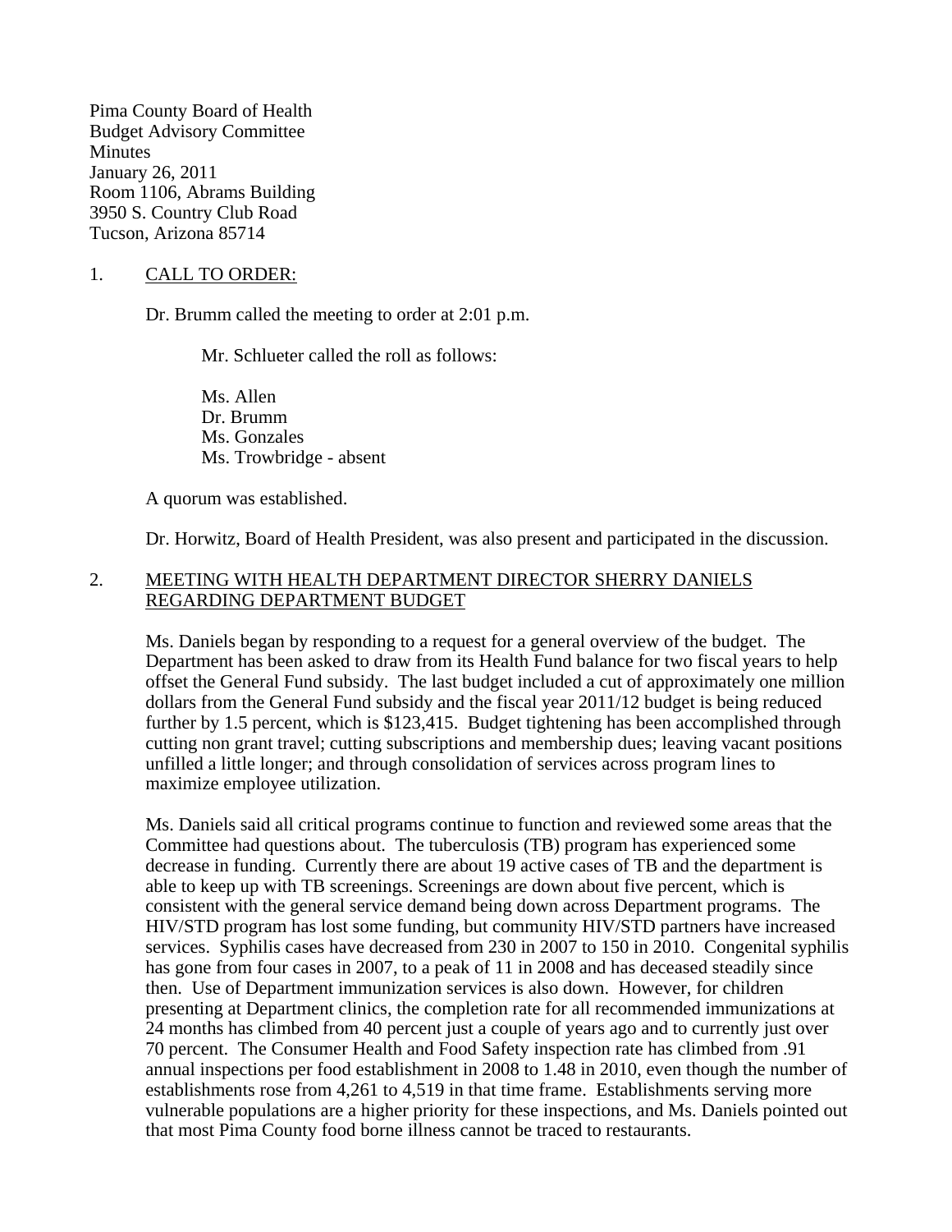Pima County Board of Health
Budget Advisory Committee
Minutes
January 26, 2011
Room 1106, Abrams Building
3950 S. Country Club Road
Tucson, Arizona 85714

1. CALL TO ORDER:

Dr. Brumm called the meeting to order at 2:01 p.m.

Mr. Schlueter called the roll as follows:

Ms. Allen
Dr. Brumm
Ms. Gonzales
Ms. Trowbridge - absent

A quorum was established.

Dr. Horwitz, Board of Health President, was also present and participated in the discussion.

2. MEETING WITH HEALTH DEPARTMENT DIRECTOR SHERRY DANIELS REGARDING DEPARTMENT BUDGET

Ms. Daniels began by responding to a request for a general overview of the budget. The Department has been asked to draw from its Health Fund balance for two fiscal years to help offset the General Fund subsidy. The last budget included a cut of approximately one million dollars from the General Fund subsidy and the fiscal year 2011/12 budget is being reduced further by 1.5 percent, which is $123,415. Budget tightening has been accomplished through cutting non grant travel; cutting subscriptions and membership dues; leaving vacant positions unfilled a little longer; and through consolidation of services across program lines to maximize employee utilization.

Ms. Daniels said all critical programs continue to function and reviewed some areas that the Committee had questions about. The tuberculosis (TB) program has experienced some decrease in funding. Currently there are about 19 active cases of TB and the department is able to keep up with TB screenings. Screenings are down about five percent, which is consistent with the general service demand being down across Department programs. The HIV/STD program has lost some funding, but community HIV/STD partners have increased services. Syphilis cases have decreased from 230 in 2007 to 150 in 2010. Congenital syphilis has gone from four cases in 2007, to a peak of 11 in 2008 and has deceased steadily since then. Use of Department immunization services is also down. However, for children presenting at Department clinics, the completion rate for all recommended immunizations at 24 months has climbed from 40 percent just a couple of years ago and to currently just over 70 percent. The Consumer Health and Food Safety inspection rate has climbed from .91 annual inspections per food establishment in 2008 to 1.48 in 2010, even though the number of establishments rose from 4,261 to 4,519 in that time frame. Establishments serving more vulnerable populations are a higher priority for these inspections, and Ms. Daniels pointed out that most Pima County food borne illness cannot be traced to restaurants.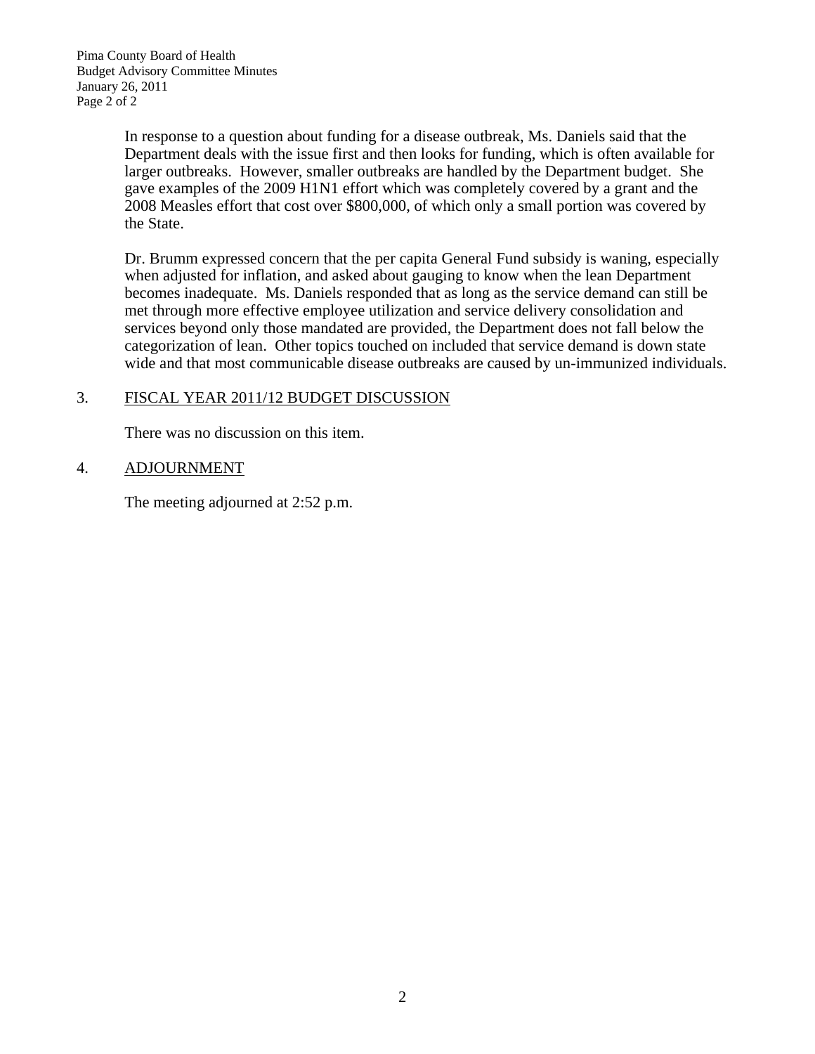In response to a question about funding for a disease outbreak, Ms. Daniels said that the Department deals with the issue first and then looks for funding, which is often available for larger outbreaks. However, smaller outbreaks are handled by the Department budget. She gave examples of the 2009 H1N1 effort which was completely covered by a grant and the 2008 Measles effort that cost over $800,000, of which only a small portion was covered by the State.

Dr. Brumm expressed concern that the per capita General Fund subsidy is waning, especially when adjusted for inflation, and asked about gauging to know when the lean Department becomes inadequate. Ms. Daniels responded that as long as the service demand can still be met through more effective employee utilization and service delivery consolidation and services beyond only those mandated are provided, the Department does not fall below the categorization of lean. Other topics touched on included that service demand is down state wide and that most communicable disease outbreaks are caused by un-immunized individuals.

3. <u>FISCAL YEAR 2011/12 BUDGET DISCUSSION</u>

   There was no discussion on this item.

4. <u>ADJOURNMENT</u>

   The meeting adjourned at 2:52 p.m.